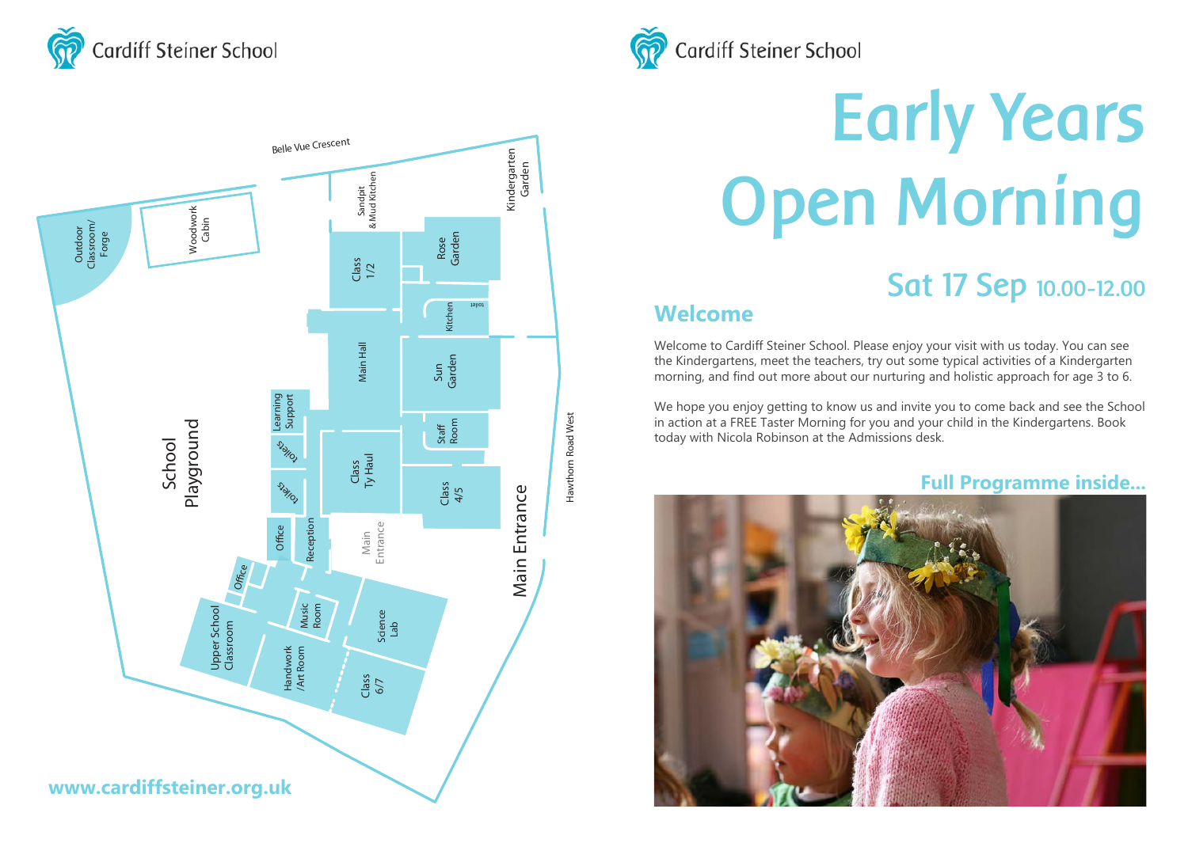Cardiff Steiner School

Belle Vue Crescent

Outdoor Classroom/ Forge

Woodwork Cabin

Sandpit & Mud Kitchen

Kindergarten Garden

Class 1/2

Rose Garden

Kitchen

toilet

Main Hall

Sun Garden

Learning Support

toilets

toilets

Staff Room

Class Ty Haul

Class 4/5

School Playground

Office

Reception

Main Entrance

Main Entrance

Hawthorn Road West

Office

Music Room

Science Lab

Upper School Classroom

Handwork /Art Room

Class 6/7

www.cardiffsteiner.org.uk

Cardiff Steiner School

# Early Years Open Morning

## Sat 17 Sep 10.00-12.00

## Welcome

Welcome to Cardiff Steiner School. Please enjoy your visit with us today. You can see the Kindergartens, meet the teachers, try out some typical activities of a Kindergarten morning, and find out more about our nurturing and holistic approach for age 3 to 6.

We hope you enjoy getting to know us and invite you to come back and see the School in action at a FREE Taster Morning for you and your child in the Kindergartens. Book today with Nicola Robinson at the Admissions desk.

**Full Programme inside...**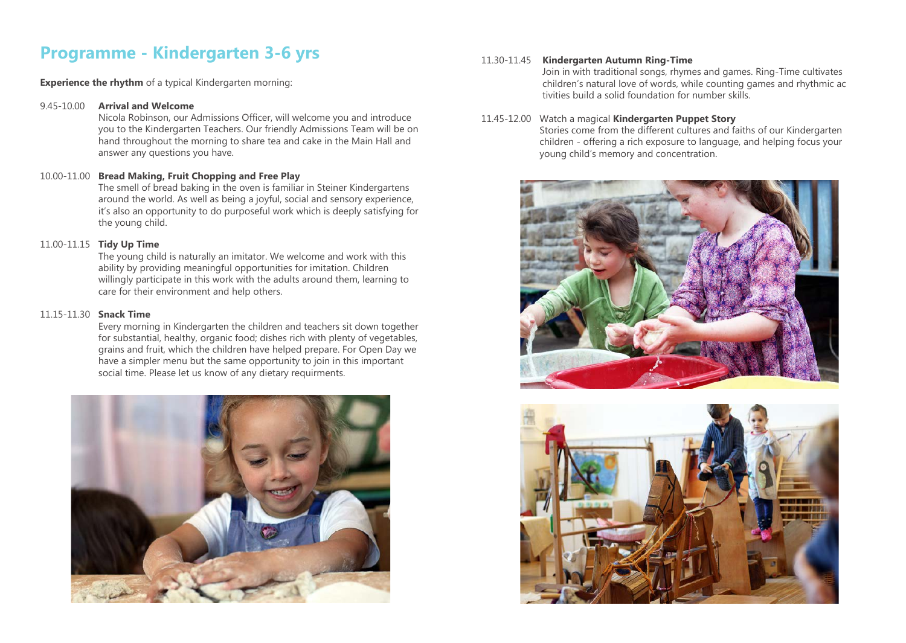# Programme - Kindergarten 3-6 yrs

**Experience the rhythm** of a typical Kindergarten morning:

9.45-10.00 **Arrival and Welcome**
Nicola Robinson, our Admissions Officer, will welcome you and introduce you to the Kindergarten Teachers. Our friendly Admissions Team will be on hand throughout the morning to share tea and cake in the Main Hall and answer any questions you have.

10.00-11.00 **Bread Making, Fruit Chopping and Free Play**
The smell of bread baking in the oven is familiar in Steiner Kindergartens around the world. As well as being a joyful, social and sensory experience, it's also an opportunity to do purposeful work which is deeply satisfying for the young child.

11.00-11.15 **Tidy Up Time**
The young child is naturally an imitator. We welcome and work with this ability by providing meaningful opportunities for imitation. Children willingly participate in this work with the adults around them, learning to care for their environment and help others.

11.15-11.30 **Snack Time**
Every morning in Kindergarten the children and teachers sit down together for substantial, healthy, organic food; dishes rich with plenty of vegetables, grains and fruit, which the children have helped prepare. For Open Day we have a simpler menu but the same opportunity to join in this important social time. Please let us know of any dietary requirments.

11.30-11.45 **Kindergarten Autumn Ring-Time**
Join in with traditional songs, rhymes and games. Ring-Time cultivates children's natural love of words, while counting games and rhythmic ac tivities build a solid foundation for number skills.

11.45-12.00 Watch a magical **Kindergarten Puppet Story**
Stories come from the different cultures and faiths of our Kindergarten children - offering a rich exposure to language, and helping focus your young child's memory and concentration.